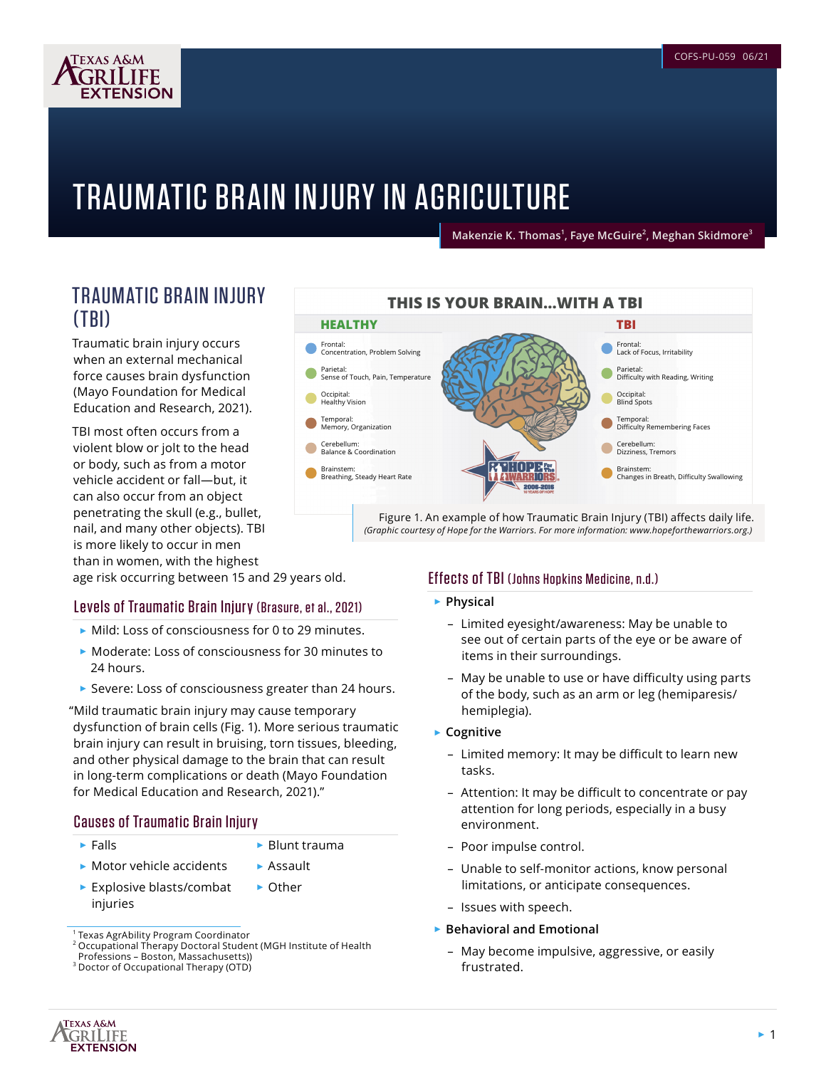COFS-PU-059 06/21

# TRAUMATIC BRAIN INJURY IN AGRICULTURE

Makenzie K. Thomas[1], Faye McGuire[2], Meghan Skidmore[3]

## TRAUMATIC BRAIN INJURY (TBI)

Traumatic brain injury occurs when an external mechanical force causes brain dysfunction (Mayo Foundation for Medical Education and Research, 2021).

TBI most often occurs from a violent blow or jolt to the head or body, such as from a motor vehicle accident or fall—but, it can also occur from an object penetrating the skull (e.g., bullet, nail, and many other objects). TBI is more likely to occur in men than in women, with the highest age risk occurring between 15 and 29 years old.

### Levels of Traumatic Brain Injury (Brasure, et al., 2021)

- Mild: Loss of consciousness for 0 to 29 minutes.
- Moderate: Loss of consciousness for 30 minutes to 24 hours.
- Severe: Loss of consciousness greater than 24 hours.

"Mild traumatic brain injury may cause temporary dysfunction of brain cells (Fig. 1). More serious traumatic brain injury can result in bruising, torn tissues, bleeding, and other physical damage to the brain that can result in long-term complications or death (Mayo Foundation for Medical Education and Research, 2021)."

### Causes of Traumatic Brain Injury

- Falls
- Motor vehicle accidents
- Explosive blasts/combat injuries
- Blunt trauma
- Assault
- Other

**THIS IS YOUR BRAIN...WITH A TBI**

| HEALTHY | TBI |
|---|---|
| Frontal: Concentration, Problem Solving | Frontal: Lack of Focus, Irritability |
| Parietal: Sense of Touch, Pain, Temperature | Parietal: Difficulty with Reading, Writing |
| Occipital: Healthy Vision | Occipital: Blind Spots |
| Temporal: Memory, Organization | Temporal: Difficulty Remembering Faces |
| Cerebellum: Balance & Coordination | Cerebellum: Dizziness, Tremors |
| Brainstem: Breathing, Steady Heart Rate | Brainstem: Changes in Breath, Difficulty Swallowing |

Figure 1. An example of how Traumatic Brain Injury (TBI) affects daily life. *(Graphic courtesy of Hope for the Warriors. For more information: www.hopeforthewarriors.org.)*

### Effects of TBI (Johns Hopkins Medicine, n.d.)

- **Physical**
  - Limited eyesight/awareness: May be unable to see out of certain parts of the eye or be aware of items in their surroundings.
  - May be unable to use or have difficulty using parts of the body, such as an arm or leg (hemiparesis/hemiplegia).
- **Cognitive**
  - Limited memory: It may be difficult to learn new tasks.
  - Attention: It may be difficult to concentrate or pay attention for long periods, especially in a busy environment.
  - Poor impulse control.
  - Unable to self-monitor actions, know personal limitations, or anticipate consequences.
  - Issues with speech.
- **Behavioral and Emotional**
  - May become impulsive, aggressive, or easily frustrated.

[1] Texas AgrAbility Program Coordinator
[2] Occupational Therapy Doctoral Student (MGH Institute of Health Professions – Boston, Massachusetts))
[3] Doctor of Occupational Therapy (OTD)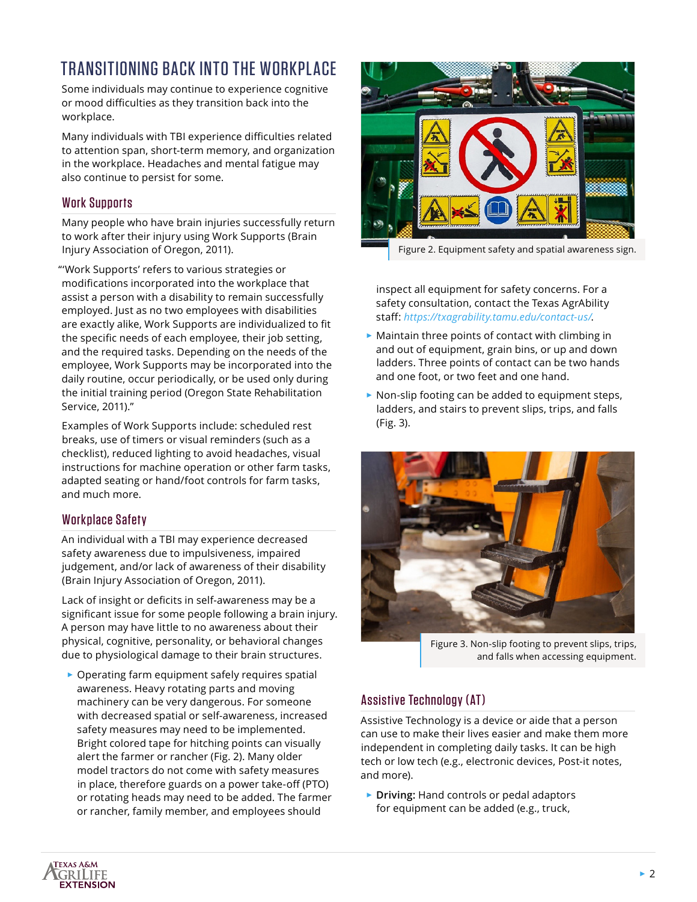## TRANSITIONING BACK INTO THE WORKPLACE

Some individuals may continue to experience cognitive or mood difficulties as they transition back into the workplace.

Many individuals with TBI experience difficulties related to attention span, short-term memory, and organization in the workplace. Headaches and mental fatigue may also continue to persist for some.

### Work Supports

Many people who have brain injuries successfully return to work after their injury using Work Supports (Brain Injury Association of Oregon, 2011).

"'Work Supports' refers to various strategies or modifications incorporated into the workplace that assist a person with a disability to remain successfully employed. Just as no two employees with disabilities are exactly alike, Work Supports are individualized to fit the specific needs of each employee, their job setting, and the required tasks. Depending on the needs of the employee, Work Supports may be incorporated into the daily routine, occur periodically, or be used only during the initial training period (Oregon State Rehabilitation Service, 2011)."

Examples of Work Supports include: scheduled rest breaks, use of timers or visual reminders (such as a checklist), reduced lighting to avoid headaches, visual instructions for machine operation or other farm tasks, adapted seating or hand/foot controls for farm tasks, and much more.

### Workplace Safety

An individual with a TBI may experience decreased safety awareness due to impulsiveness, impaired judgement, and/or lack of awareness of their disability (Brain Injury Association of Oregon, 2011).

Lack of insight or deficits in self-awareness may be a significant issue for some people following a brain injury. A person may have little to no awareness about their physical, cognitive, personality, or behavioral changes due to physiological damage to their brain structures.

- Operating farm equipment safely requires spatial awareness. Heavy rotating parts and moving machinery can be very dangerous. For someone with decreased spatial or self-awareness, increased safety measures may need to be implemented. Bright colored tape for hitching points can visually alert the farmer or rancher (Fig. 2). Many older model tractors do not come with safety measures in place, therefore guards on a power take-off (PTO) or rotating heads may need to be added. The farmer or rancher, family member, and employees should inspect all equipment for safety concerns. For a safety consultation, contact the Texas AgrAbility staff: *https://txagrability.tamu.edu/contact-us/*.
- Maintain three points of contact with climbing in and out of equipment, grain bins, or up and down ladders. Three points of contact can be two hands and one foot, or two feet and one hand.
- Non-slip footing can be added to equipment steps, ladders, and stairs to prevent slips, trips, and falls (Fig. 3).

Figure 2. Equipment safety and spatial awareness sign.

Figure 3. Non-slip footing to prevent slips, trips, and falls when accessing equipment.

### Assistive Technology (AT)

Assistive Technology is a device or aide that a person can use to make their lives easier and make them more independent in completing daily tasks. It can be high tech or low tech (e.g., electronic devices, Post-it notes, and more).

- **Driving:** Hand controls or pedal adaptors for equipment can be added (e.g., truck,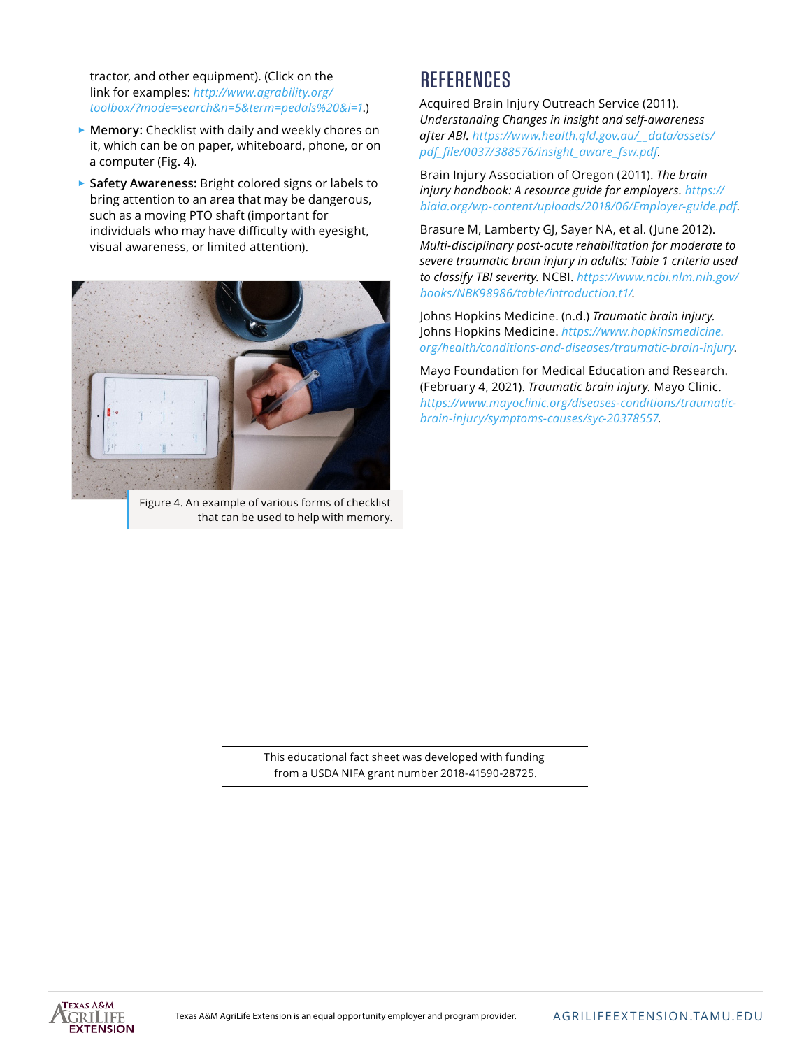tractor, and other equipment). (Click on the link for examples: *http://www.agrability.org/toolbox/?mode=search&n=5&term=pedals%20&i=1*.)

- **Memory:** Checklist with daily and weekly chores on it, which can be on paper, whiteboard, phone, or on a computer (Fig. 4).
- **Safety Awareness:** Bright colored signs or labels to bring attention to an area that may be dangerous, such as a moving PTO shaft (important for individuals who may have difficulty with eyesight, visual awareness, or limited attention).

Figure 4. An example of various forms of checklist that can be used to help with memory.

## REFERENCES

Acquired Brain Injury Outreach Service (2011). *Understanding Changes in insight and self-awareness after ABI.* *https://www.health.qld.gov.au/__data/assets/pdf_file/0037/388576/insight_aware_fsw.pdf*.

Brain Injury Association of Oregon (2011). *The brain injury handbook: A resource guide for employers.* *https://biaia.org/wp-content/uploads/2018/06/Employer-guide.pdf*.

Brasure M, Lamberty GJ, Sayer NA, et al. (June 2012). *Multi-disciplinary post-acute rehabilitation for moderate to severe traumatic brain injury in adults: Table 1 criteria used to classify TBI severity.* NCBI. *https://www.ncbi.nlm.nih.gov/books/NBK98986/table/introduction.t1/*.

Johns Hopkins Medicine. (n.d.) *Traumatic brain injury.* Johns Hopkins Medicine. *https://www.hopkinsmedicine.org/health/conditions-and-diseases/traumatic-brain-injury*.

Mayo Foundation for Medical Education and Research. (February 4, 2021). *Traumatic brain injury.* Mayo Clinic. *https://www.mayoclinic.org/diseases-conditions/traumatic-brain-injury/symptoms-causes/syc-20378557*.

This educational fact sheet was developed with funding from a USDA NIFA grant number 2018-41590-28725.

Texas A&M AgriLife Extension is an equal opportunity employer and program provider.